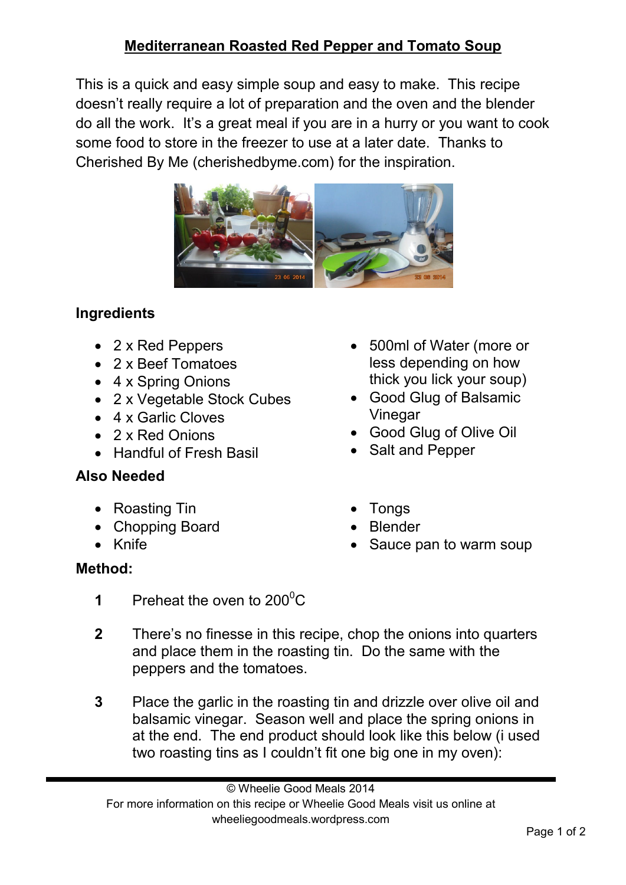# Mediterranean Roasted Red Pepper and Tomato Soup

This is a quick and easy simple soup and easy to make. This recipe doesn't really require a lot of preparation and the oven and the blender do all the work. It's a great meal if you are in a hurry or you want to cook some food to store in the freezer to use at a later date. Thanks to Cherished By Me (cherishedbyme.com) for the inspiration.

## Ingredients

- 2 x Red Peppers
- 2 x Beef Tomatoes
- 4 x Spring Onions
- 2 x Vegetable Stock Cubes
- 4 x Garlic Cloves
- 2 x Red Onions
- Handful of Fresh Basil
- 500ml of Water (more or less depending on how thick you lick your soup)
- Good Glug of Balsamic Vinegar
- Good Glug of Olive Oil
- Salt and Pepper

## Also Needed

- Roasting Tin
- Chopping Board
- Knife
- Tongs
- Blender
- Sauce pan to warm soup

## Method:

1. Preheat the oven to 200$^0$C

2. There's no finesse in this recipe, chop the onions into quarters and place them in the roasting tin. Do the same with the peppers and the tomatoes.

3. Place the garlic in the roasting tin and drizzle over olive oil and balsamic vinegar. Season well and place the spring onions in at the end. The end product should look like this below (i used two roasting tins as I couldn't fit one big one in my oven):

© Wheelie Good Meals 2014
For more information on this recipe or Wheelie Good Meals visit us online at wheeliegoodmeals.wordpress.com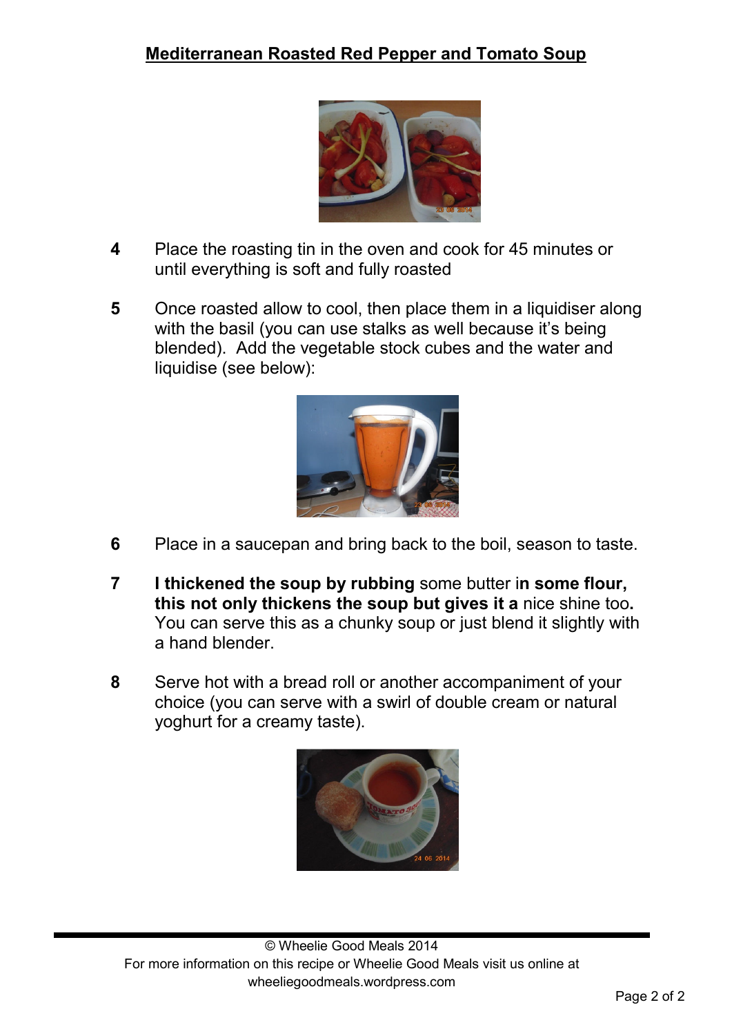## Mediterranean Roasted Red Pepper and Tomato Soup

4. Place the roasting tin in the oven and cook for 45 minutes or until everything is soft and fully roasted

5. Once roasted allow to cool, then place them in a liquidiser along with the basil (you can use stalks as well because it's being blended). Add the vegetable stock cubes and the water and liquidise (see below):

6. Place in a saucepan and bring back to the boil, season to taste.

7. **I thickened the soup by rubbing** some butter i**n some flour, this not only thickens the soup but gives it a** nice shine too**.** You can serve this as a chunky soup or just blend it slightly with a hand blender.

8. Serve hot with a bread roll or another accompaniment of your choice (you can serve with a swirl of double cream or natural yoghurt for a creamy taste).

© Wheelie Good Meals 2014
For more information on this recipe or Wheelie Good Meals visit us online at wheeliegoodmeals.wordpress.com